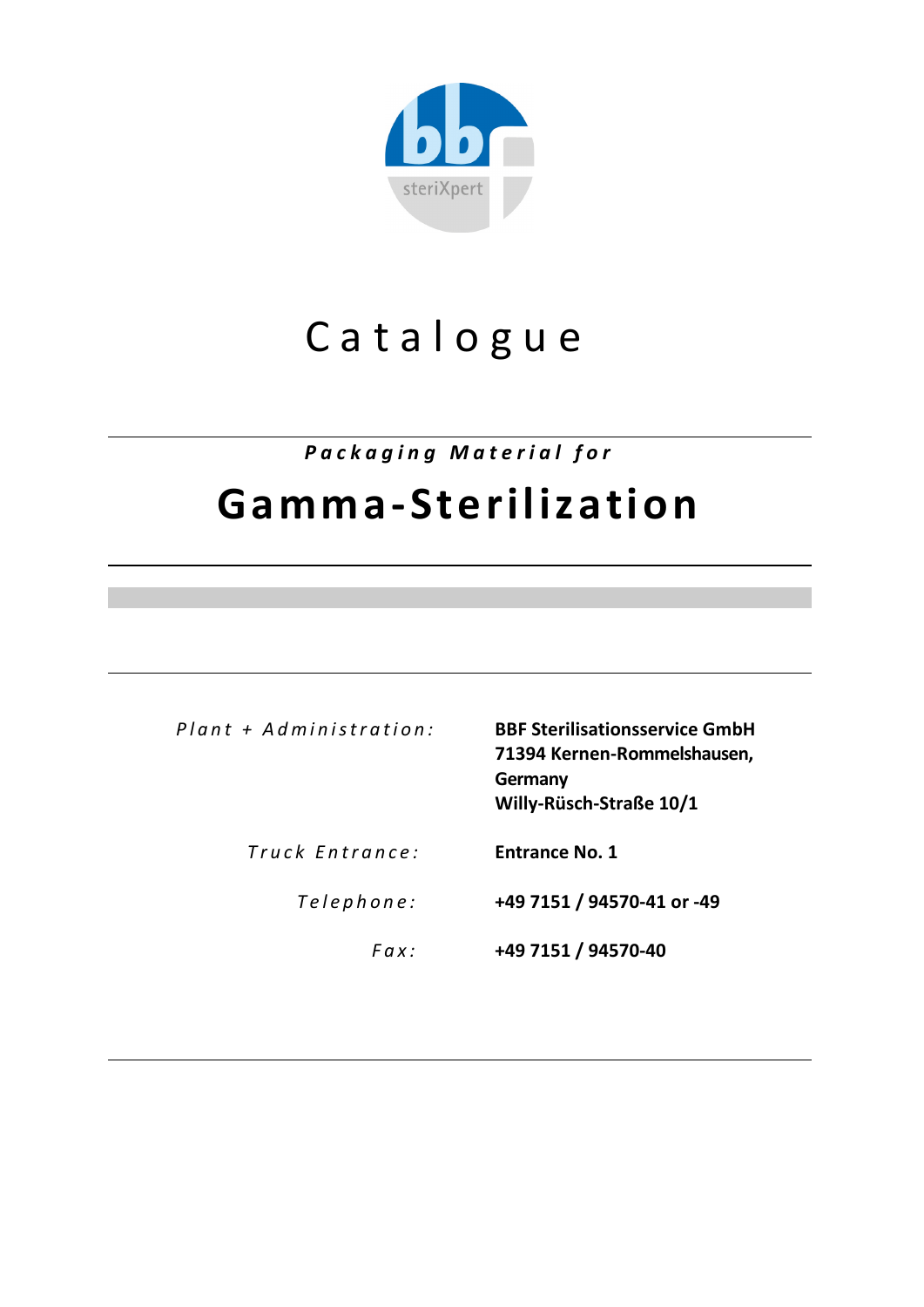bbf steriXpert

# Catalogue

***Packaging Material for***

# Gamma-Sterilization

| | |
|---|---|
| *Plant + Administration:* | **BBF Sterilisationsservice GmbH**<br>**71394 Kernen-Rommelshausen, Germany**<br>**Willy-Rüsch-Straße 10/1** |
| *Truck Entrance:* | **Entrance No. 1** |
| *Telephone:* | **+49 7151 / 94570-41 or -49** |
| *Fax:* | **+49 7151 / 94570-40** |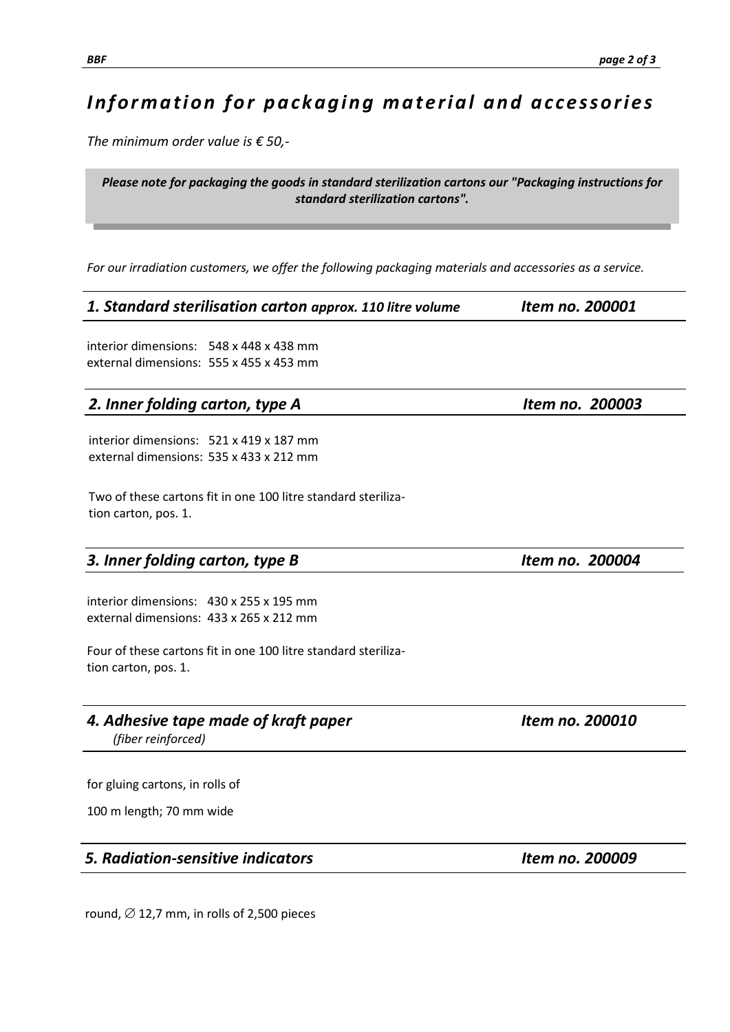# *Information for packaging material and accessories*

*The minimum order value is € 50,-*

***Please note for packaging the goods in standard sterilization cartons our "Packaging instructions for standard sterilization cartons".***

*For our irradiation customers, we offer the following packaging materials and accessories as a service.*

## *1. Standard sterilisation carton approx. 110 litre volume* — *Item no. 200001*

interior dimensions: 548 x 448 x 438 mm
external dimensions: 555 x 455 x 453 mm

## *2. Inner folding carton, type A* — *Item no. 200003*

interior dimensions: 521 x 419 x 187 mm
external dimensions: 535 x 433 x 212 mm

Two of these cartons fit in one 100 litre standard sterilization carton, pos. 1.

## *3. Inner folding carton, type B* — *Item no. 200004*

interior dimensions: 430 x 255 x 195 mm
external dimensions: 433 x 265 x 212 mm

Four of these cartons fit in one 100 litre standard sterilization carton, pos. 1.

## *4. Adhesive tape made of kraft paper (fiber reinforced)* — *Item no. 200010*

for gluing cartons, in rolls of

100 m length; 70 mm wide

## *5. Radiation-sensitive indicators* — *Item no. 200009*

round, ∅ 12,7 mm, in rolls of 2,500 pieces